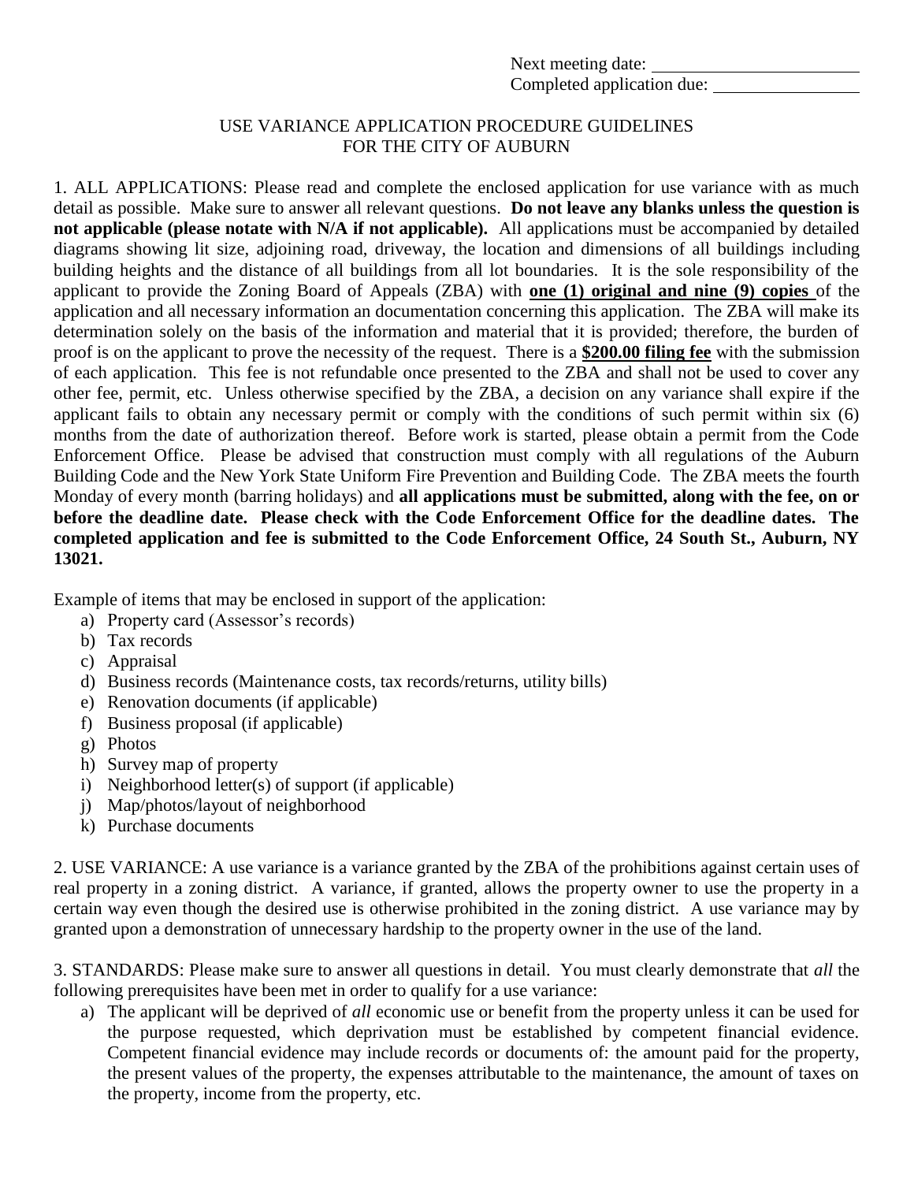Next meeting date: ________________________
Completed application due: ________________

# USE VARIANCE APPLICATION PROCEDURE GUIDELINES FOR THE CITY OF AUBURN

1. ALL APPLICATIONS: Please read and complete the enclosed application for use variance with as much detail as possible. Make sure to answer all relevant questions. **Do not leave any blanks unless the question is not applicable (please notate with N/A if not applicable).** All applications must be accompanied by detailed diagrams showing lit size, adjoining road, driveway, the location and dimensions of all buildings including building heights and the distance of all buildings from all lot boundaries. It is the sole responsibility of the applicant to provide the Zoning Board of Appeals (ZBA) with **one (1) original and nine (9) copies** of the application and all necessary information an documentation concerning this application. The ZBA will make its determination solely on the basis of the information and material that it is provided; therefore, the burden of proof is on the applicant to prove the necessity of the request. There is a **$200.00 filing fee** with the submission of each application. This fee is not refundable once presented to the ZBA and shall not be used to cover any other fee, permit, etc. Unless otherwise specified by the ZBA, a decision on any variance shall expire if the applicant fails to obtain any necessary permit or comply with the conditions of such permit within six (6) months from the date of authorization thereof. Before work is started, please obtain a permit from the Code Enforcement Office. Please be advised that construction must comply with all regulations of the Auburn Building Code and the New York State Uniform Fire Prevention and Building Code. The ZBA meets the fourth Monday of every month (barring holidays) and **all applications must be submitted, along with the fee, on or before the deadline date. Please check with the Code Enforcement Office for the deadline dates. The completed application and fee is submitted to the Code Enforcement Office, 24 South St., Auburn, NY 13021.**

Example of items that may be enclosed in support of the application:

a) Property card (Assessor's records)
b) Tax records
c) Appraisal
d) Business records (Maintenance costs, tax records/returns, utility bills)
e) Renovation documents (if applicable)
f) Business proposal (if applicable)
g) Photos
h) Survey map of property
i) Neighborhood letter(s) of support (if applicable)
j) Map/photos/layout of neighborhood
k) Purchase documents

2. USE VARIANCE: A use variance is a variance granted by the ZBA of the prohibitions against certain uses of real property in a zoning district. A variance, if granted, allows the property owner to use the property in a certain way even though the desired use is otherwise prohibited in the zoning district. A use variance may by granted upon a demonstration of unnecessary hardship to the property owner in the use of the land.

3. STANDARDS: Please make sure to answer all questions in detail. You must clearly demonstrate that *all* the following prerequisites have been met in order to qualify for a use variance:

a) The applicant will be deprived of *all* economic use or benefit from the property unless it can be used for the purpose requested, which deprivation must be established by competent financial evidence. Competent financial evidence may include records or documents of: the amount paid for the property, the present values of the property, the expenses attributable to the maintenance, the amount of taxes on the property, income from the property, etc.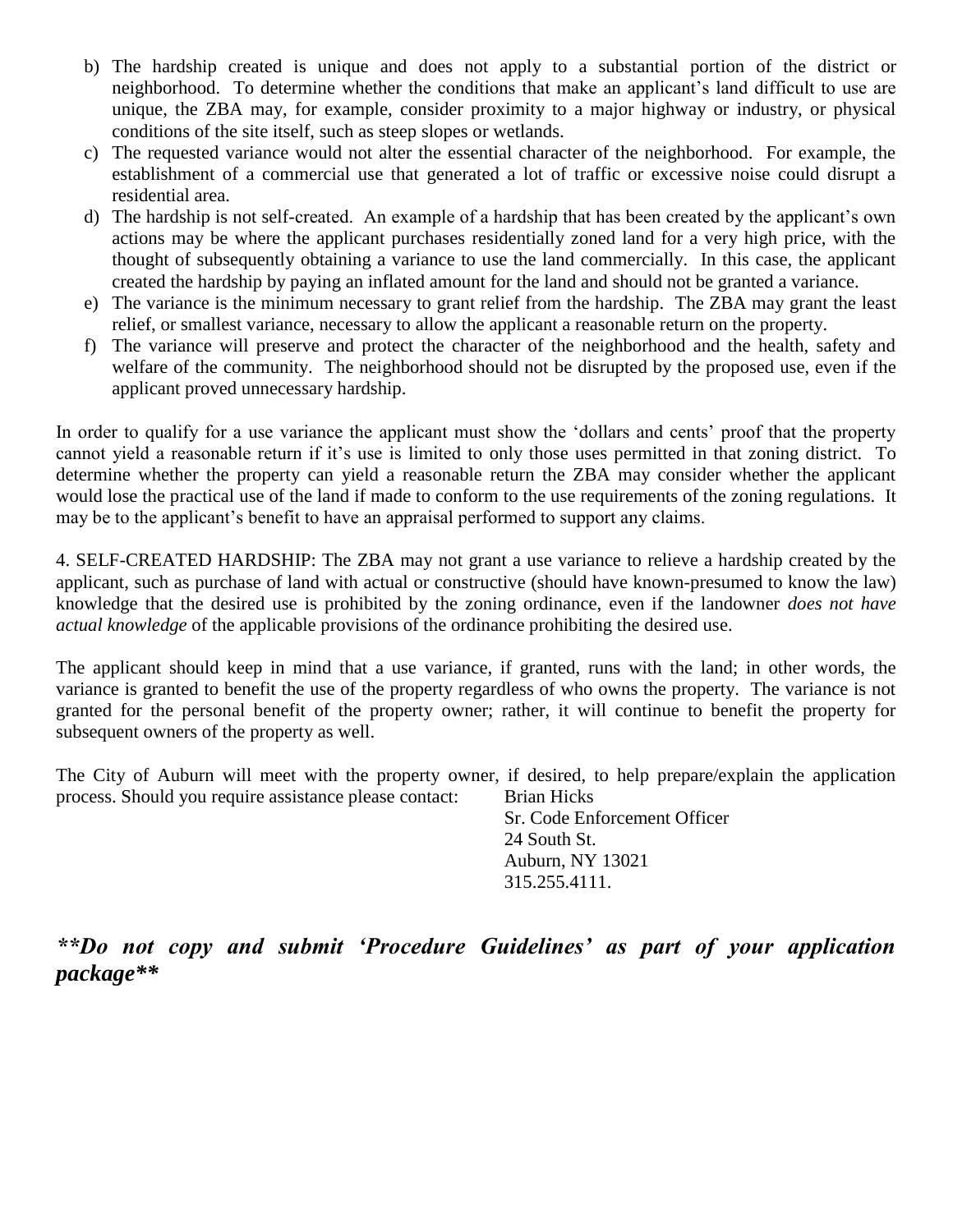b) The hardship created is unique and does not apply to a substantial portion of the district or neighborhood. To determine whether the conditions that make an applicant's land difficult to use are unique, the ZBA may, for example, consider proximity to a major highway or industry, or physical conditions of the site itself, such as steep slopes or wetlands.
c) The requested variance would not alter the essential character of the neighborhood. For example, the establishment of a commercial use that generated a lot of traffic or excessive noise could disrupt a residential area.
d) The hardship is not self-created. An example of a hardship that has been created by the applicant's own actions may be where the applicant purchases residentially zoned land for a very high price, with the thought of subsequently obtaining a variance to use the land commercially. In this case, the applicant created the hardship by paying an inflated amount for the land and should not be granted a variance.
e) The variance is the minimum necessary to grant relief from the hardship. The ZBA may grant the least relief, or smallest variance, necessary to allow the applicant a reasonable return on the property.
f) The variance will preserve and protect the character of the neighborhood and the health, safety and welfare of the community. The neighborhood should not be disrupted by the proposed use, even if the applicant proved unnecessary hardship.

In order to qualify for a use variance the applicant must show the 'dollars and cents' proof that the property cannot yield a reasonable return if it's use is limited to only those uses permitted in that zoning district. To determine whether the property can yield a reasonable return the ZBA may consider whether the applicant would lose the practical use of the land if made to conform to the use requirements of the zoning regulations. It may be to the applicant's benefit to have an appraisal performed to support any claims.

4. SELF-CREATED HARDSHIP: The ZBA may not grant a use variance to relieve a hardship created by the applicant, such as purchase of land with actual or constructive (should have known-presumed to know the law) knowledge that the desired use is prohibited by the zoning ordinance, even if the landowner *does not have actual knowledge* of the applicable provisions of the ordinance prohibiting the desired use.

The applicant should keep in mind that a use variance, if granted, runs with the land; in other words, the variance is granted to benefit the use of the property regardless of who owns the property. The variance is not granted for the personal benefit of the property owner; rather, it will continue to benefit the property for subsequent owners of the property as well.

The City of Auburn will meet with the property owner, if desired, to help prepare/explain the application process. Should you require assistance please contact:

Brian Hicks
Sr. Code Enforcement Officer
24 South St.
Auburn, NY 13021
315.255.4111.

***\*\*Do not copy and submit 'Procedure Guidelines' as part of your application package\*\****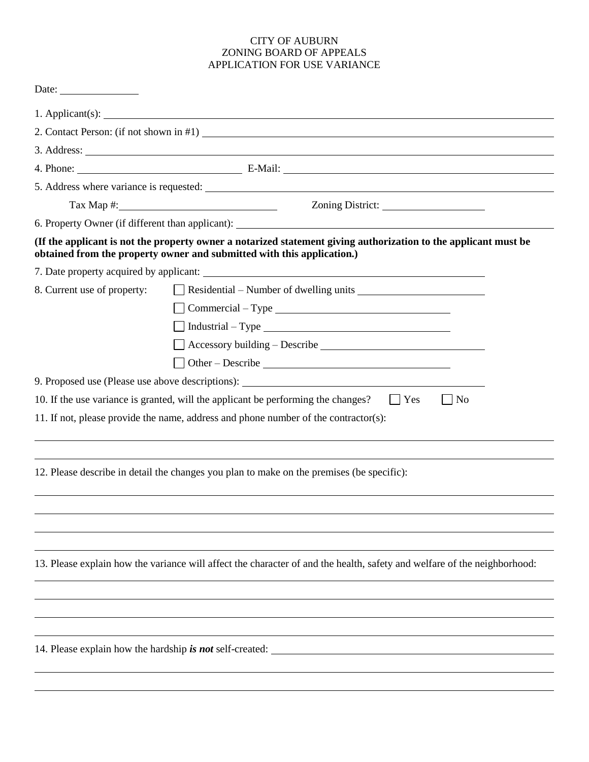CITY OF AUBURN
ZONING BOARD OF APPEALS
APPLICATION FOR USE VARIANCE

Date: ______________

1. Applicant(s): ______________________________________________

2. Contact Person: (if not shown in #1) ______________________________________________

3. Address: ______________________________________________

4. Phone: ______________________ E-Mail: ______________________________________________

5. Address where variance is requested: ______________________________________________

    Tax Map #: ______________________ Zoning District: ______________

6. Property Owner (if different than applicant): ______________________________________________

**(If the applicant is not the property owner a notarized statement giving authorization to the applicant must be obtained from the property owner and submitted with this application.)**

7. Date property acquired by applicant: ______________________________________________

8. Current use of property:
   - ☐ Residential – Number of dwelling units ______________________
   - ☐ Commercial – Type ______________________
   - ☐ Industrial – Type ______________________
   - ☐ Accessory building – Describe ______________________
   - ☐ Other – Describe ______________________

9. Proposed use (Please use above descriptions): ______________________________________________

10. If the use variance is granted, will the applicant be performing the changes? ☐ Yes ☐ No

11. If not, please provide the name, address and phone number of the contractor(s):

______________________________________________

______________________________________________

12. Please describe in detail the changes you plan to make on the premises (be specific):

______________________________________________

______________________________________________

______________________________________________

______________________________________________

13. Please explain how the variance will affect the character of and the health, safety and welfare of the neighborhood:

______________________________________________

______________________________________________

______________________________________________

______________________________________________

14. Please explain how the hardship ***is not*** self-created: ______________________________________________

______________________________________________

______________________________________________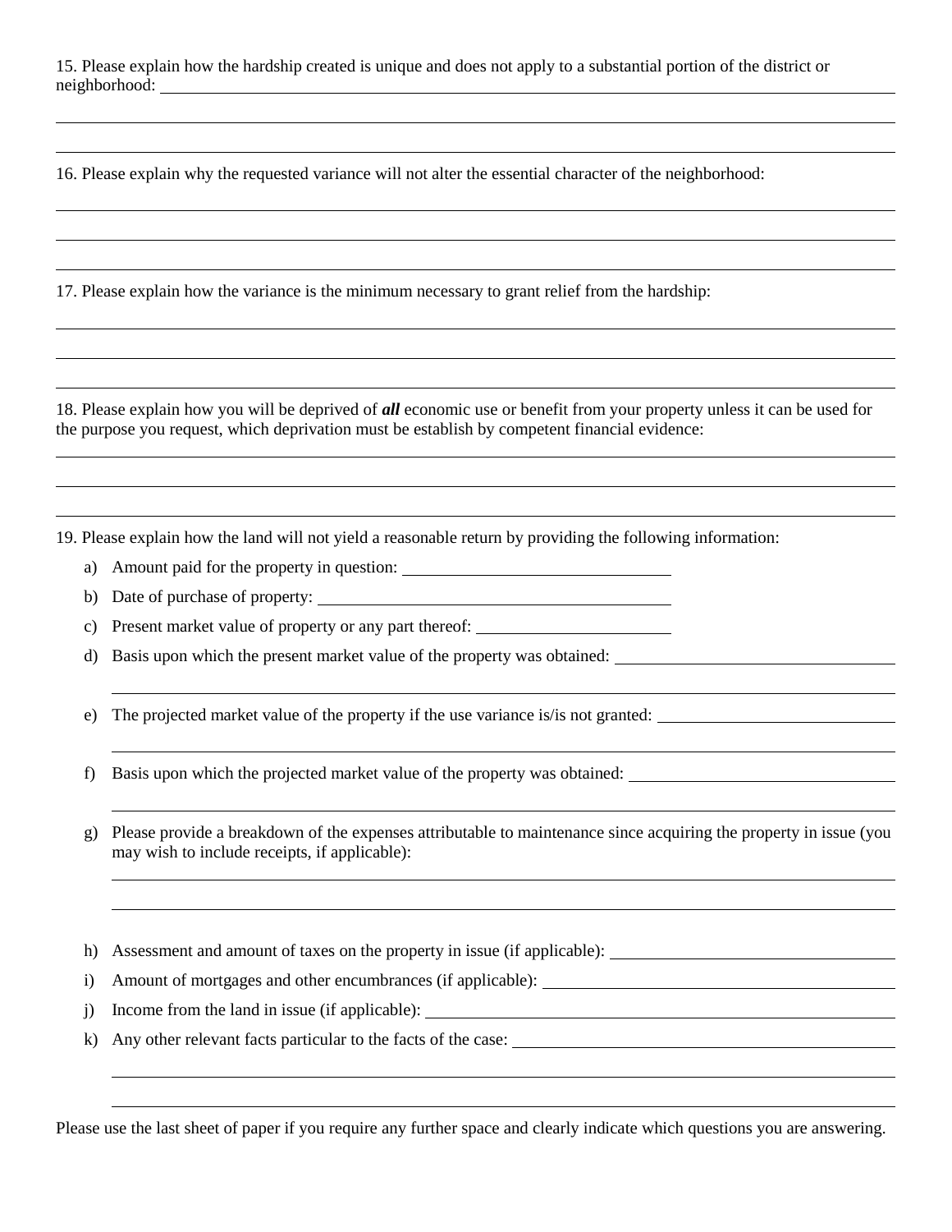15. Please explain how the hardship created is unique and does not apply to a substantial portion of the district or neighborhood: \_\_\_\_\_\_\_\_\_\_\_\_\_\_\_\_\_\_\_\_\_\_\_\_\_\_\_\_\_\_\_\_\_\_\_\_\_\_\_\_

\_\_\_\_\_\_\_\_\_\_\_\_\_\_\_\_\_\_\_\_\_\_\_\_\_\_\_\_\_\_\_\_\_\_\_\_\_\_\_\_\_\_\_\_\_\_\_\_\_\_\_\_\_\_\_\_\_\_\_\_\_\_\_\_\_\_\_\_\_\_\_\_\_\_\_\_

\_\_\_\_\_\_\_\_\_\_\_\_\_\_\_\_\_\_\_\_\_\_\_\_\_\_\_\_\_\_\_\_\_\_\_\_\_\_\_\_\_\_\_\_\_\_\_\_\_\_\_\_\_\_\_\_\_\_\_\_\_\_\_\_\_\_\_\_\_\_\_\_\_\_\_\_

16. Please explain why the requested variance will not alter the essential character of the neighborhood:

\_\_\_\_\_\_\_\_\_\_\_\_\_\_\_\_\_\_\_\_\_\_\_\_\_\_\_\_\_\_\_\_\_\_\_\_\_\_\_\_\_\_\_\_\_\_\_\_\_\_\_\_\_\_\_\_\_\_\_\_\_\_\_\_\_\_\_\_\_\_\_\_\_\_\_\_

\_\_\_\_\_\_\_\_\_\_\_\_\_\_\_\_\_\_\_\_\_\_\_\_\_\_\_\_\_\_\_\_\_\_\_\_\_\_\_\_\_\_\_\_\_\_\_\_\_\_\_\_\_\_\_\_\_\_\_\_\_\_\_\_\_\_\_\_\_\_\_\_\_\_\_\_

\_\_\_\_\_\_\_\_\_\_\_\_\_\_\_\_\_\_\_\_\_\_\_\_\_\_\_\_\_\_\_\_\_\_\_\_\_\_\_\_\_\_\_\_\_\_\_\_\_\_\_\_\_\_\_\_\_\_\_\_\_\_\_\_\_\_\_\_\_\_\_\_\_\_\_\_

17. Please explain how the variance is the minimum necessary to grant relief from the hardship:

\_\_\_\_\_\_\_\_\_\_\_\_\_\_\_\_\_\_\_\_\_\_\_\_\_\_\_\_\_\_\_\_\_\_\_\_\_\_\_\_\_\_\_\_\_\_\_\_\_\_\_\_\_\_\_\_\_\_\_\_\_\_\_\_\_\_\_\_\_\_\_\_\_\_\_\_

\_\_\_\_\_\_\_\_\_\_\_\_\_\_\_\_\_\_\_\_\_\_\_\_\_\_\_\_\_\_\_\_\_\_\_\_\_\_\_\_\_\_\_\_\_\_\_\_\_\_\_\_\_\_\_\_\_\_\_\_\_\_\_\_\_\_\_\_\_\_\_\_\_\_\_\_

\_\_\_\_\_\_\_\_\_\_\_\_\_\_\_\_\_\_\_\_\_\_\_\_\_\_\_\_\_\_\_\_\_\_\_\_\_\_\_\_\_\_\_\_\_\_\_\_\_\_\_\_\_\_\_\_\_\_\_\_\_\_\_\_\_\_\_\_\_\_\_\_\_\_\_\_

18. Please explain how you will be deprived of ***all*** economic use or benefit from your property unless it can be used for the purpose you request, which deprivation must be establish by competent financial evidence:

\_\_\_\_\_\_\_\_\_\_\_\_\_\_\_\_\_\_\_\_\_\_\_\_\_\_\_\_\_\_\_\_\_\_\_\_\_\_\_\_\_\_\_\_\_\_\_\_\_\_\_\_\_\_\_\_\_\_\_\_\_\_\_\_\_\_\_\_\_\_\_\_\_\_\_\_

\_\_\_\_\_\_\_\_\_\_\_\_\_\_\_\_\_\_\_\_\_\_\_\_\_\_\_\_\_\_\_\_\_\_\_\_\_\_\_\_\_\_\_\_\_\_\_\_\_\_\_\_\_\_\_\_\_\_\_\_\_\_\_\_\_\_\_\_\_\_\_\_\_\_\_\_

\_\_\_\_\_\_\_\_\_\_\_\_\_\_\_\_\_\_\_\_\_\_\_\_\_\_\_\_\_\_\_\_\_\_\_\_\_\_\_\_\_\_\_\_\_\_\_\_\_\_\_\_\_\_\_\_\_\_\_\_\_\_\_\_\_\_\_\_\_\_\_\_\_\_\_\_

19. Please explain how the land will not yield a reasonable return by providing the following information:

a) Amount paid for the property in question: \_\_\_\_\_\_\_\_\_\_\_\_\_\_\_\_\_\_\_\_\_\_\_\_\_\_\_\_

b) Date of purchase of property: \_\_\_\_\_\_\_\_\_\_\_\_\_\_\_\_\_\_\_\_\_\_\_\_\_\_\_\_\_\_\_\_\_\_\_\_\_\_

c) Present market value of property or any part thereof: \_\_\_\_\_\_\_\_\_\_\_\_\_\_\_\_\_\_\_\_\_\_

d) Basis upon which the present market value of the property was obtained: \_\_\_\_\_\_\_\_\_\_\_\_\_\_\_\_\_\_\_\_\_\_\_\_\_\_\_\_\_\_

\_\_\_\_\_\_\_\_\_\_\_\_\_\_\_\_\_\_\_\_\_\_\_\_\_\_\_\_\_\_\_\_\_\_\_\_\_\_\_\_\_\_\_\_\_\_\_\_\_\_\_\_\_\_\_\_\_\_\_\_\_\_\_\_\_\_\_\_\_\_

e) The projected market value of the property if the use variance is/is not granted: \_\_\_\_\_\_\_\_\_\_\_\_\_\_\_\_\_\_\_\_\_\_\_\_\_\_

\_\_\_\_\_\_\_\_\_\_\_\_\_\_\_\_\_\_\_\_\_\_\_\_\_\_\_\_\_\_\_\_\_\_\_\_\_\_\_\_\_\_\_\_\_\_\_\_\_\_\_\_\_\_\_\_\_\_\_\_\_\_\_\_\_\_\_\_\_\_

f) Basis upon which the projected market value of the property was obtained: \_\_\_\_\_\_\_\_\_\_\_\_\_\_\_\_\_\_\_\_\_\_\_\_\_\_\_\_

\_\_\_\_\_\_\_\_\_\_\_\_\_\_\_\_\_\_\_\_\_\_\_\_\_\_\_\_\_\_\_\_\_\_\_\_\_\_\_\_\_\_\_\_\_\_\_\_\_\_\_\_\_\_\_\_\_\_\_\_\_\_\_\_\_\_\_\_\_\_

g) Please provide a breakdown of the expenses attributable to maintenance since acquiring the property in issue (you may wish to include receipts, if applicable):

\_\_\_\_\_\_\_\_\_\_\_\_\_\_\_\_\_\_\_\_\_\_\_\_\_\_\_\_\_\_\_\_\_\_\_\_\_\_\_\_\_\_\_\_\_\_\_\_\_\_\_\_\_\_\_\_\_\_\_\_\_\_\_\_\_\_\_\_\_\_

\_\_\_\_\_\_\_\_\_\_\_\_\_\_\_\_\_\_\_\_\_\_\_\_\_\_\_\_\_\_\_\_\_\_\_\_\_\_\_\_\_\_\_\_\_\_\_\_\_\_\_\_\_\_\_\_\_\_\_\_\_\_\_\_\_\_\_\_\_\_

h) Assessment and amount of taxes on the property in issue (if applicable): \_\_\_\_\_\_\_\_\_\_\_\_\_\_\_\_\_\_\_\_\_\_\_\_\_\_\_\_\_\_

i) Amount of mortgages and other encumbrances (if applicable): \_\_\_\_\_\_\_\_\_\_\_\_\_\_\_\_\_\_\_\_\_\_\_\_\_\_\_\_\_\_\_\_\_\_\_

j) Income from the land in issue (if applicable): \_\_\_\_\_\_\_\_\_\_\_\_\_\_\_\_\_\_\_\_\_\_\_\_\_\_\_\_\_\_\_\_\_\_\_\_\_\_\_\_\_\_\_\_

k) Any other relevant facts particular to the facts of the case: \_\_\_\_\_\_\_\_\_\_\_\_\_\_\_\_\_\_\_\_\_\_\_\_\_\_\_\_\_\_\_\_\_\_\_\_

\_\_\_\_\_\_\_\_\_\_\_\_\_\_\_\_\_\_\_\_\_\_\_\_\_\_\_\_\_\_\_\_\_\_\_\_\_\_\_\_\_\_\_\_\_\_\_\_\_\_\_\_\_\_\_\_\_\_\_\_\_\_\_\_\_\_\_\_\_\_

\_\_\_\_\_\_\_\_\_\_\_\_\_\_\_\_\_\_\_\_\_\_\_\_\_\_\_\_\_\_\_\_\_\_\_\_\_\_\_\_\_\_\_\_\_\_\_\_\_\_\_\_\_\_\_\_\_\_\_\_\_\_\_\_\_\_\_\_\_\_

Please use the last sheet of paper if you require any further space and clearly indicate which questions you are answering.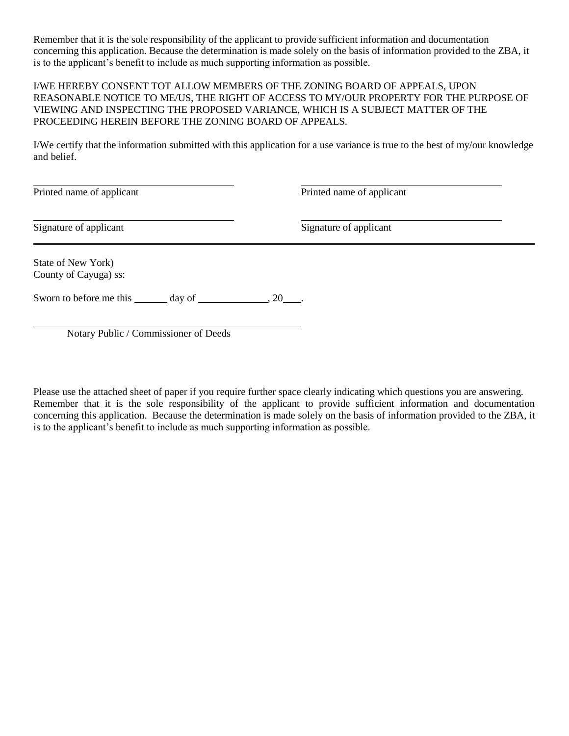Remember that it is the sole responsibility of the applicant to provide sufficient information and documentation concerning this application. Because the determination is made solely on the basis of information provided to the ZBA, it is to the applicant's benefit to include as much supporting information as possible.

I/WE HEREBY CONSENT TOT ALLOW MEMBERS OF THE ZONING BOARD OF APPEALS, UPON REASONABLE NOTICE TO ME/US, THE RIGHT OF ACCESS TO MY/OUR PROPERTY FOR THE PURPOSE OF VIEWING AND INSPECTING THE PROPOSED VARIANCE, WHICH IS A SUBJECT MATTER OF THE PROCEEDING HEREIN BEFORE THE ZONING BOARD OF APPEALS.

I/We certify that the information submitted with this application for a use variance is true to the best of my/our knowledge and belief.

| | |
|---|---|
| ______________________________ | ______________________________ |
| Printed name of applicant | Printed name of applicant |
| ______________________________ | ______________________________ |
| Signature of applicant | Signature of applicant |

State of New York)
County of Cayuga) ss:

Sworn to before me this ______ day of ____________, 20____.

______________________________
Notary Public / Commissioner of Deeds

Please use the attached sheet of paper if you require further space clearly indicating which questions you are answering. Remember that it is the sole responsibility of the applicant to provide sufficient information and documentation concerning this application. Because the determination is made solely on the basis of information provided to the ZBA, it is to the applicant's benefit to include as much supporting information as possible.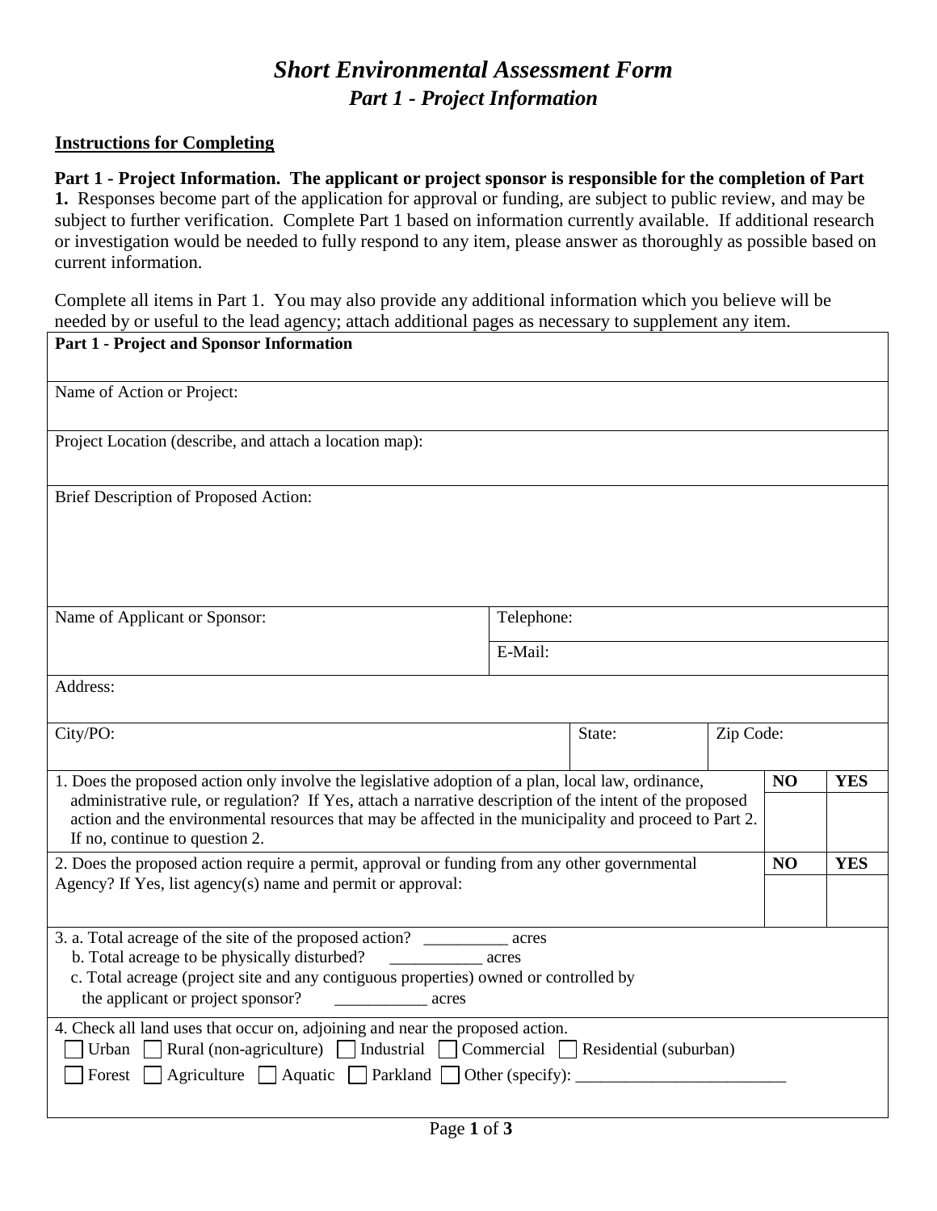# *Short Environmental Assessment Form*
## *Part 1 - Project Information*

**Instructions for Completing**

**Part 1 - Project Information. The applicant or project sponsor is responsible for the completion of Part 1.** Responses become part of the application for approval or funding, are subject to public review, and may be subject to further verification. Complete Part 1 based on information currently available. If additional research or investigation would be needed to fully respond to any item, please answer as thoroughly as possible based on current information.

Complete all items in Part 1. You may also provide any additional information which you believe will be needed by or useful to the lead agency; attach additional pages as necessary to supplement any item.

| **Part 1 - Project and Sponsor Information** | | | | |
|---|---|---|---|---|
| Name of Action or Project: | | | | |
| Project Location (describe, and attach a location map): | | | | |
| Brief Description of Proposed Action: | | | | |
| Name of Applicant or Sponsor: | Telephone: | | | |
| | E-Mail: | | | |
| Address: | | | | |
| City/PO: | | State: | Zip Code: | |
| 1. Does the proposed action only involve the legislative adoption of a plan, local law, ordinance, administrative rule, or regulation? If Yes, attach a narrative description of the intent of the proposed action and the environmental resources that may be affected in the municipality and proceed to Part 2. If no, continue to question 2. | | | **NO** | **YES** |
| 2. Does the proposed action require a permit, approval or funding from any other governmental Agency? If Yes, list agency(s) name and permit or approval: | | | **NO** | **YES** |
| 3. a. Total acreage of the site of the proposed action? __________ acres<br>b. Total acreage to be physically disturbed? ___________ acres<br>c. Total acreage (project site and any contiguous properties) owned or controlled by the applicant or project sponsor? ___________ acres | | | | |
| 4. Check all land uses that occur on, adjoining and near the proposed action.<br>☐ Urban ☐ Rural (non-agriculture) ☐ Industrial ☐ Commercial ☐ Residential (suburban)<br>☐ Forest ☐ Agriculture ☐ Aquatic ☐ Parkland ☐ Other (specify): _________________________ | | | | |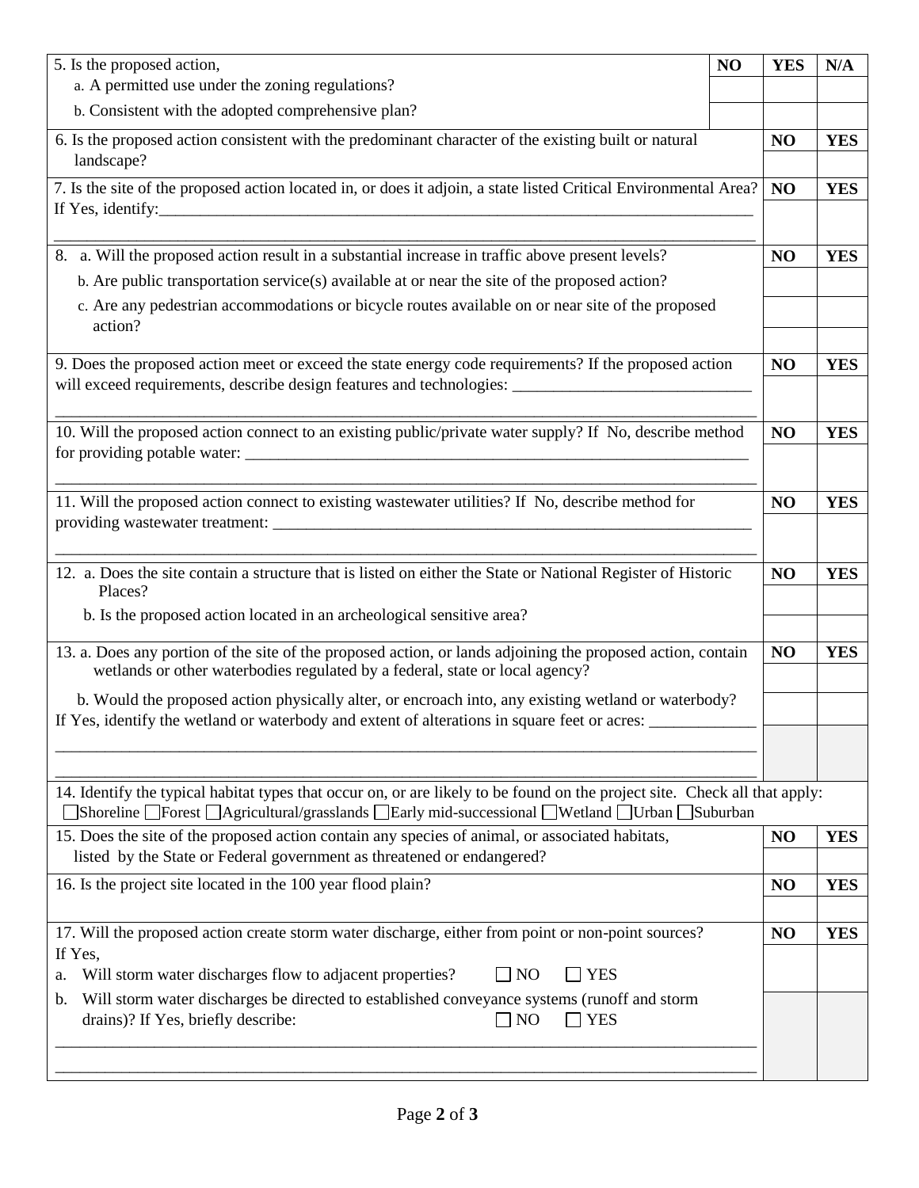| 5. Is the proposed action, | NO | YES | N/A |
|---|---|---|---|
| a. A permitted use under the zoning regulations? | | | |
| b. Consistent with the adopted comprehensive plan? | | | |

| 6. Is the proposed action consistent with the predominant character of the existing built or natural landscape? | NO | YES |
|---|---|---|
| | | |

| 7. Is the site of the proposed action located in, or does it adjoin, a state listed Critical Environmental Area? If Yes, identify:________________________________________________________________________________ | NO | YES |
|---|---|---|
| | | |

| 8. a. Will the proposed action result in a substantial increase in traffic above present levels? | NO | YES |
|---|---|---|
| b. Are public transportation service(s) available at or near the site of the proposed action? | | |
| c. Are any pedestrian accommodations or bicycle routes available on or near site of the proposed action? | | |
| | | |

| 9. Does the proposed action meet or exceed the state energy code requirements? If the proposed action will exceed requirements, describe design features and technologies: _____________________________ | NO | YES |
|---|---|---|
| | | |

| 10. Will the proposed action connect to an existing public/private water supply? If No, describe method for providing potable water: _________________________________________________________________ | NO | YES |
|---|---|---|
| | | |

| 11. Will the proposed action connect to existing wastewater utilities? If No, describe method for providing wastewater treatment: ______________________________________________________________ | NO | YES |
|---|---|---|
| | | |

| 12. a. Does the site contain a structure that is listed on either the State or National Register of Historic Places? | NO | YES |
|---|---|---|
| | | |
| b. Is the proposed action located in an archeological sensitive area? | | |

| 13. a. Does any portion of the site of the proposed action, or lands adjoining the proposed action, contain wetlands or other waterbodies regulated by a federal, state or local agency? | NO | YES |
|---|---|---|
| | | |
| b. Would the proposed action physically alter, or encroach into, any existing wetland or waterbody? If Yes, identify the wetland or waterbody and extent of alterations in square feet or acres: _____________ | | |
| ______________________________________________________________________________________ | | |

14. Identify the typical habitat types that occur on, or are likely to be found on the project site. Check all that apply:
☐Shoreline ☐Forest ☐Agricultural/grasslands ☐Early mid-successional ☐Wetland ☐Urban ☐Suburban

| 15. Does the site of the proposed action contain any species of animal, or associated habitats, listed by the State or Federal government as threatened or endangered? | NO | YES |
|---|---|---|
| | | |

| 16. Is the project site located in the 100 year flood plain? | NO | YES |
|---|---|---|
| | | |

| 17. Will the proposed action create storm water discharge, either from point or non-point sources? If Yes, | NO | YES |
|---|---|---|
| a. Will storm water discharges flow to adjacent properties? ☐ NO ☐ YES | | |
| b. Will storm water discharges be directed to established conveyance systems (runoff and storm drains)? If Yes, briefly describe: ☐ NO ☐ YES | | |
| ______________________________________________________________________________________ | | |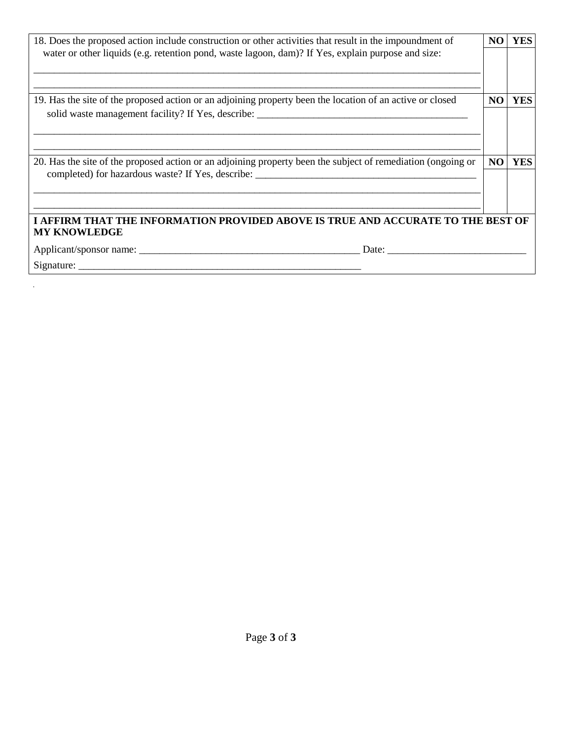| | NO | YES |
|---|---|---|
| 18. Does the proposed action include construction or other activities that result in the impoundment of water or other liquids (e.g. retention pond, waste lagoon, dam)? If Yes, explain purpose and size: ____________________ ____________________ | | |
| 19. Has the site of the proposed action or an adjoining property been the location of an active or closed solid waste management facility? If Yes, describe: ____________________ ____________________ ____________________ | | |
| 20. Has the site of the proposed action or an adjoining property been the subject of remediation (ongoing or completed) for hazardous waste? If Yes, describe: ____________________ ____________________ ____________________ | | |

**I AFFIRM THAT THE INFORMATION PROVIDED ABOVE IS TRUE AND ACCURATE TO THE BEST OF MY KNOWLEDGE**

Applicant/sponsor name: ____________________ Date: ____________________

Signature: ____________________